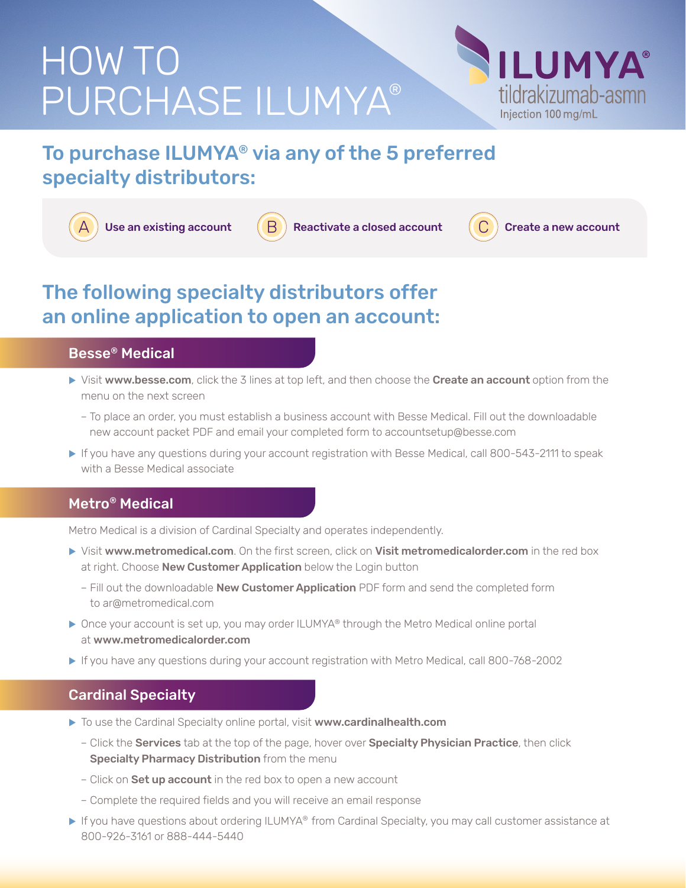# HOW TO PURCHASE ILUMYA®

**ILUMYA®**
tildrakizumab-asmn
Injection 100 mg/mL

## To purchase ILUMYA® via any of the 5 preferred specialty distributors:

- **A** Use an existing account
- **B** Reactivate a closed account
- **C** Create a new account

## The following specialty distributors offer an online application to open an account:

### Besse® Medical

- Visit **www.besse.com**, click the 3 lines at top left, and then choose the **Create an account** option from the menu on the next screen
  - To place an order, you must establish a business account with Besse Medical. Fill out the downloadable new account packet PDF and email your completed form to accountsetup@besse.com
- If you have any questions during your account registration with Besse Medical, call 800-543-2111 to speak with a Besse Medical associate

### Metro® Medical

Metro Medical is a division of Cardinal Specialty and operates independently.

- Visit **www.metromedical.com**. On the first screen, click on **Visit metromedicalorder.com** in the red box at right. Choose **New Customer Application** below the Login button
  - Fill out the downloadable **New Customer Application** PDF form and send the completed form to ar@metromedical.com
- Once your account is set up, you may order ILUMYA® through the Metro Medical online portal at **www.metromedicalorder.com**
- If you have any questions during your account registration with Metro Medical, call 800-768-2002

### Cardinal Specialty

- To use the Cardinal Specialty online portal, visit **www.cardinalhealth.com**
  - Click the **Services** tab at the top of the page, hover over **Specialty Physician Practice**, then click **Specialty Pharmacy Distribution** from the menu
  - Click on **Set up account** in the red box to open a new account
  - Complete the required fields and you will receive an email response
- If you have questions about ordering ILUMYA® from Cardinal Specialty, you may call customer assistance at 800-926-3161 or 888-444-5440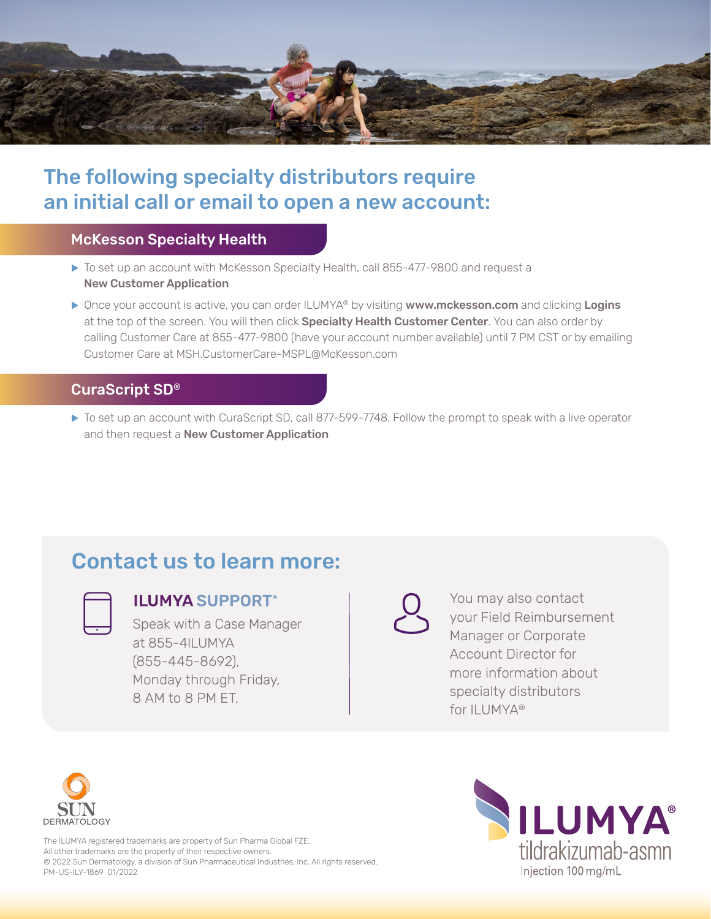## The following specialty distributors require an initial call or email to open a new account:

### McKesson Specialty Health

- To set up an account with McKesson Specialty Health, call 855-477-9800 and request a **New Customer Application**
- Once your account is active, you can order ILUMYA® by visiting **www.mckesson.com** and clicking **Logins** at the top of the screen. You will then click **Specialty Health Customer Center**. You can also order by calling Customer Care at 855-477-9800 (have your account number available) until 7 PM CST or by emailing Customer Care at MSH.CustomerCare-MSPL@McKesson.com

### CuraScript SD®

- To set up an account with CuraScript SD, call 877-599-7748. Follow the prompt to speak with a live operator and then request a **New Customer Application**

## Contact us to learn more:

**ILUMYA SUPPORT®**

Speak with a Case Manager at 855-4ILUMYA (855-445-8692), Monday through Friday, 8 AM to 8 PM ET.

You may also contact your Field Reimbursement Manager or Corporate Account Director for more information about specialty distributors for ILUMYA®

SUN DERMATOLOGY

The ILUMYA registered trademarks are property of Sun Pharma Global FZE.
All other trademarks are the property of their respective owners.
© 2022 Sun Dermatology, a division of Sun Pharmaceutical Industries, Inc. All rights reserved.
PM-US-ILY-1869 01/2022

ILUMYA® tildrakizumab-asmn Injection 100 mg/mL